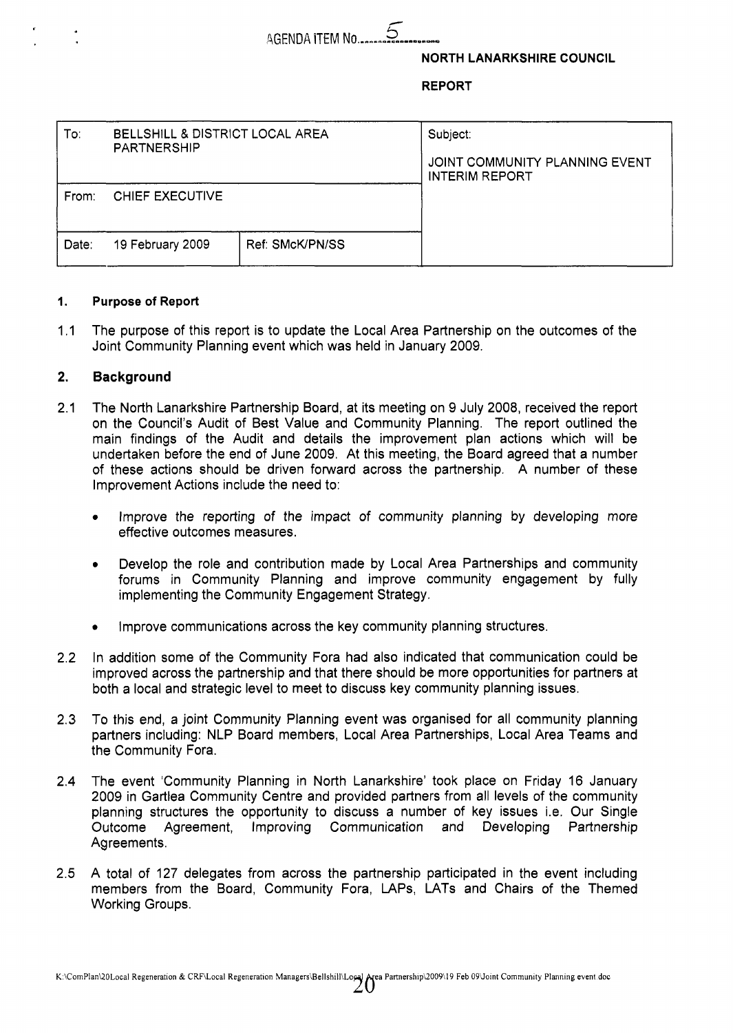AGENDA ITEM No. 5

**NORTH LANARKSHIRE COUNCIL**

**REPORT**

| | | |
|---|---|---|
| To: BELLSHILL & DISTRICT LOCAL AREA PARTNERSHIP | | Subject: JOINT COMMUNITY PLANNING EVENT INTERIM REPORT |
| From: CHIEF EXECUTIVE | | |
| Date: 19 February 2009 | Ref: SMcK/PN/SS | |

### 1. Purpose of Report

1.1 The purpose of this report is to update the Local Area Partnership on the outcomes of the Joint Community Planning event which was held in January 2009.

### 2. Background

2.1 The North Lanarkshire Partnership Board, at its meeting on 9 July 2008, received the report on the Council's Audit of Best Value and Community Planning. The report outlined the main findings of the Audit and details the improvement plan actions which will be undertaken before the end of June 2009. At this meeting, the Board agreed that a number of these actions should be driven forward across the partnership. A number of these Improvement Actions include the need to:

- Improve the reporting of the impact of community planning by developing more effective outcomes measures.
- Develop the role and contribution made by Local Area Partnerships and community forums in Community Planning and improve community engagement by fully implementing the Community Engagement Strategy.
- Improve communications across the key community planning structures.

2.2 In addition some of the Community Fora had also indicated that communication could be improved across the partnership and that there should be more opportunities for partners at both a local and strategic level to meet to discuss key community planning issues.

2.3 To this end, a joint Community Planning event was organised for all community planning partners including: NLP Board members, Local Area Partnerships, Local Area Teams and the Community Fora.

2.4 The event 'Community Planning in North Lanarkshire' took place on Friday 16 January 2009 in Gartlea Community Centre and provided partners from all levels of the community planning structures the opportunity to discuss a number of key issues i.e. Our Single Outcome Agreement, Improving Communication and Developing Partnership Agreements.

2.5 A total of 127 delegates from across the partnership participated in the event including members from the Board, Community Fora, LAPs, LATs and Chairs of the Themed Working Groups.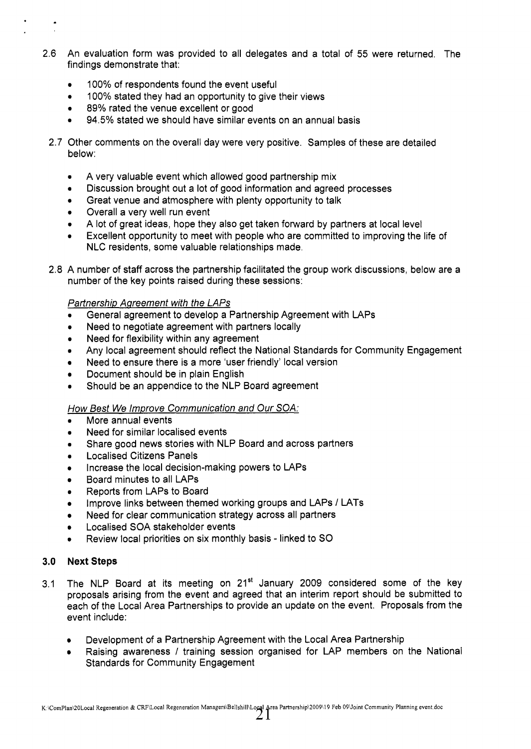2.6 An evaluation form was provided to all delegates and a total of 55 were returned. The findings demonstrate that:

- 100% of respondents found the event useful
- 100% stated they had an opportunity to give their views
- 89% rated the venue excellent or good
- 94.5% stated we should have similar events on an annual basis

2.7 Other comments on the overall day were very positive. Samples of these are detailed below:

- A very valuable event which allowed good partnership mix
- Discussion brought out a lot of good information and agreed processes
- Great venue and atmosphere with plenty opportunity to talk
- Overall a very well run event
- A lot of great ideas, hope they also get taken forward by partners at local level
- Excellent opportunity to meet with people who are committed to improving the life of NLC residents, some valuable relationships made.

2.8 A number of staff across the partnership facilitated the group work discussions, below are a number of the key points raised during these sessions:

*Partnership Agreement with the LAPs*

- General agreement to develop a Partnership Agreement with LAPs
- Need to negotiate agreement with partners locally
- Need for flexibility within any agreement
- Any local agreement should reflect the National Standards for Community Engagement
- Need to ensure there is a more 'user friendly' local version
- Document should be in plain English
- Should be an appendice to the NLP Board agreement

*How Best We Improve Communication and Our SOA:*

- More annual events
- Need for similar localised events
- Share good news stories with NLP Board and across partners
- Localised Citizens Panels
- Increase the local decision-making powers to LAPs
- Board minutes to all LAPs
- Reports from LAPs to Board
- Improve links between themed working groups and LAPs / LATs
- Need for clear communication strategy across all partners
- Localised SOA stakeholder events
- Review local priorities on six monthly basis - linked to SO

## 3.0 Next Steps

3.1 The NLP Board at its meeting on 21st January 2009 considered some of the key proposals arising from the event and agreed that an interim report should be submitted to each of the Local Area Partnerships to provide an update on the event. Proposals from the event include:

- Development of a Partnership Agreement with the Local Area Partnership
- Raising awareness / training session organised for LAP members on the National Standards for Community Engagement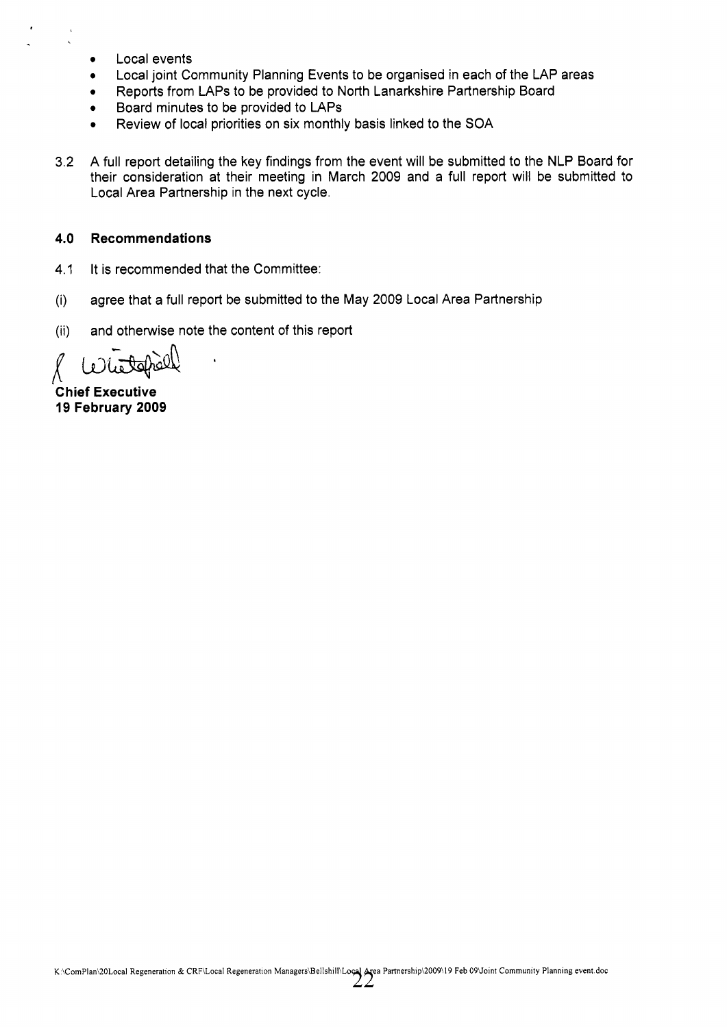- Local events
- Local joint Community Planning Events to be organised in each of the LAP areas
- Reports from LAPs to be provided to North Lanarkshire Partnership Board
- Board minutes to be provided to LAPs
- Review of local priorities on six monthly basis linked to the SOA

3.2 A full report detailing the key findings from the event will be submitted to the NLP Board for their consideration at their meeting in March 2009 and a full report will be submitted to Local Area Partnership in the next cycle.

## 4.0 Recommendations

4.1 It is recommended that the Committee:

(i) agree that a full report be submitted to the May 2009 Local Area Partnership

(ii) and otherwise note the content of this report

**Chief Executive**
**19 February 2009**

K:\ComPlan\20Local Regeneration & CRF\Local Regeneration Managers\Bellshill\Local Area Partnership\2009\19 Feb 09\Joint Community Planning event.doc